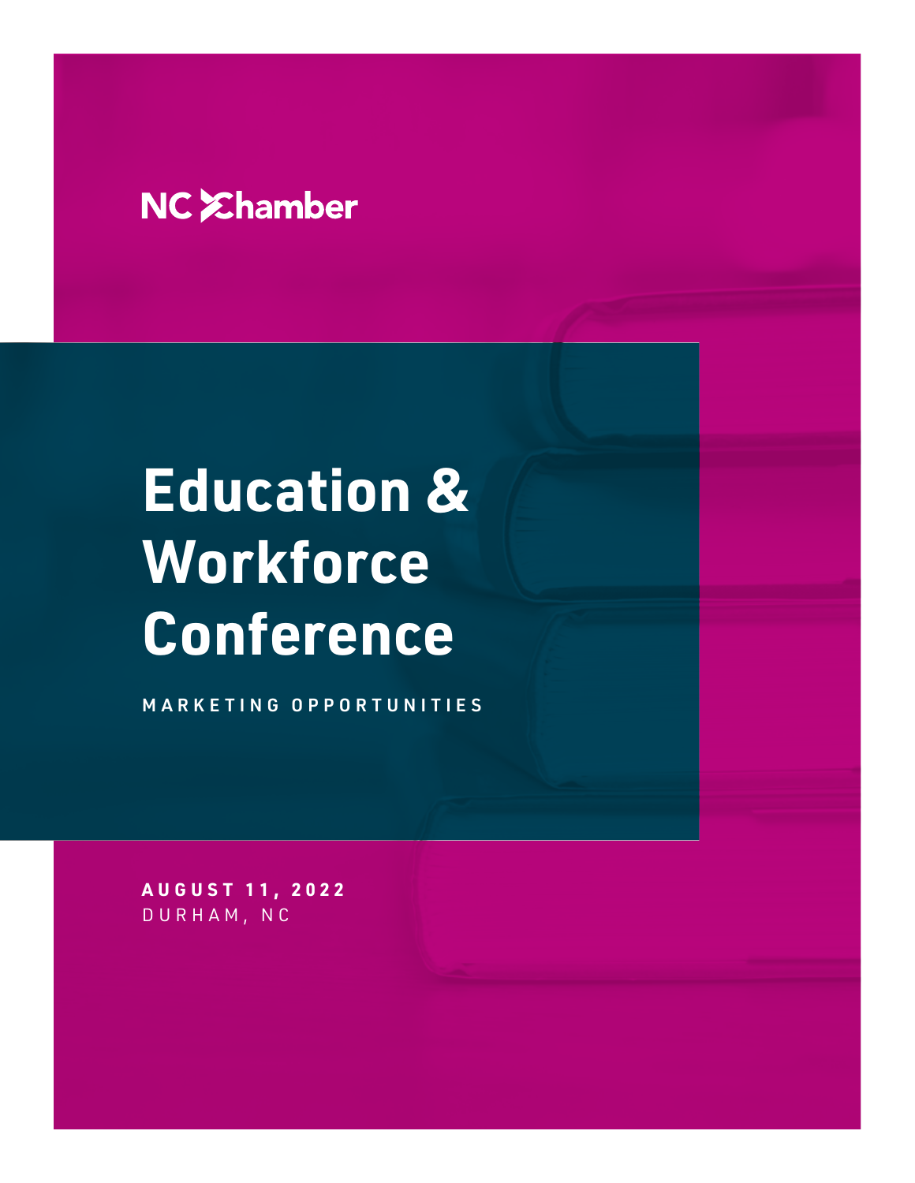NC Chamber

# Education & Workforce Conference

MARKETING OPPORTUNITIES

**AUGUST 11, 2022**
DURHAM, NC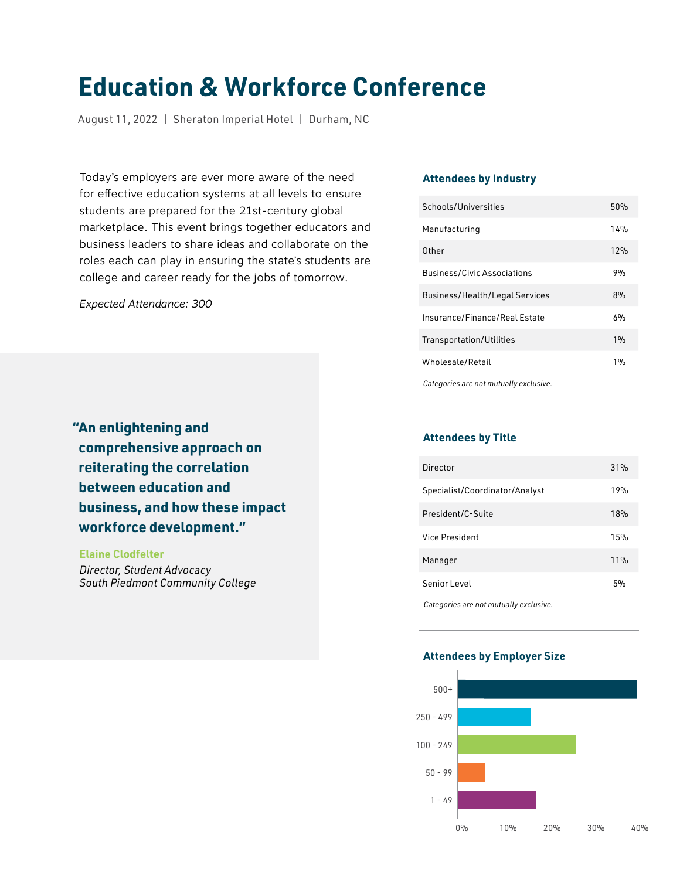# Education & Workforce Conference

August 11, 2022 | Sheraton Imperial Hotel | Durham, NC

Today's employers are ever more aware of the need for effective education systems at all levels to ensure students are prepared for the 21st-century global marketplace. This event brings together educators and business leaders to share ideas and collaborate on the roles each can play in ensuring the state's students are college and career ready for the jobs of tomorrow.

*Expected Attendance: 300*

> **"An enlightening and comprehensive approach on reiterating the correlation between education and business, and how these impact workforce development."**
>
> **Elaine Clodfelter**
> *Director, Student Advocacy*
> *South Piedmont Community College*

### Attendees by Industry

| Industry | % |
|---|---|
| Schools/Universities | 50% |
| Manufacturing | 14% |
| Other | 12% |
| Business/Civic Associations | 9% |
| Business/Health/Legal Services | 8% |
| Insurance/Finance/Real Estate | 6% |
| Transportation/Utilities | 1% |
| Wholesale/Retail | 1% |

*Categories are not mutually exclusive.*

### Attendees by Title

| Title | % |
|---|---|
| Director | 31% |
| Specialist/Coordinator/Analyst | 19% |
| President/C-Suite | 18% |
| Vice President | 15% |
| Manager | 11% |
| Senior Level | 5% |

*Categories are not mutually exclusive.*

### Attendees by Employer Size

| Employer Size | Approx. % |
|---|---|
| 500+ | ~40% |
| 250 - 499 | ~16% |
| 100 - 249 | ~26% |
| 50 - 99 | ~6% |
| 1 - 49 | ~17% |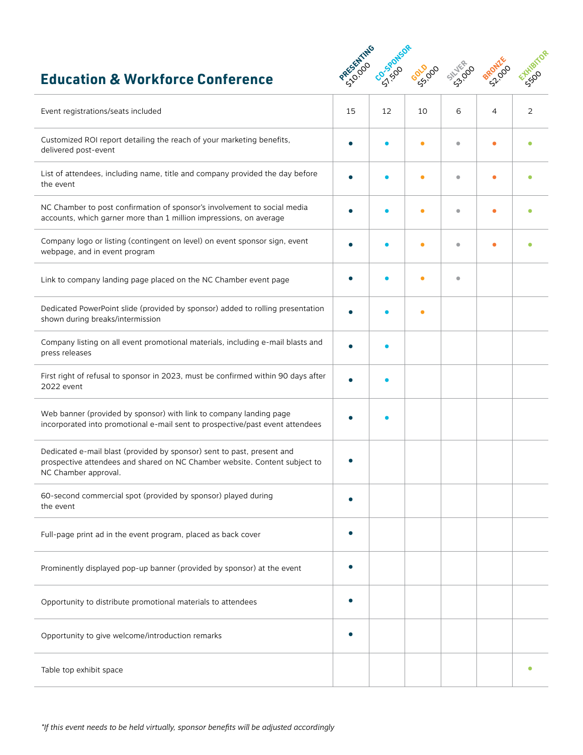## Education & Workforce Conference

| | PRESENTING $10,000 | CO-SPONSOR $7,500 | GOLD $5,000 | SILVER $3,000 | BRONZE $2,000 | EXHIBITOR $500 |
|---|---|---|---|---|---|---|
| Event registrations/seats included | 15 | 12 | 10 | 6 | 4 | 2 |
| Customized ROI report detailing the reach of your marketing benefits, delivered post-event | • | • | • | • | • | • |
| List of attendees, including name, title and company provided the day before the event | • | • | • | • | • | • |
| NC Chamber to post confirmation of sponsor's involvement to social media accounts, which garner more than 1 million impressions, on average | • | • | • | • | • | • |
| Company logo or listing (contingent on level) on event sponsor sign, event webpage, and in event program | • | • | • | • | • | • |
| Link to company landing page placed on the NC Chamber event page | • | • | • | • | | |
| Dedicated PowerPoint slide (provided by sponsor) added to rolling presentation shown during breaks/intermission | • | • | • | | | |
| Company listing on all event promotional materials, including e-mail blasts and press releases | • | • | | | | |
| First right of refusal to sponsor in 2023, must be confirmed within 90 days after 2022 event | • | • | | | | |
| Web banner (provided by sponsor) with link to company landing page incorporated into promotional e-mail sent to prospective/past event attendees | • | • | | | | |
| Dedicated e-mail blast (provided by sponsor) sent to past, present and prospective attendees and shared on NC Chamber website. Content subject to NC Chamber approval. | • | | | | | |
| 60-second commercial spot (provided by sponsor) played during the event | • | | | | | |
| Full-page print ad in the event program, placed as back cover | • | | | | | |
| Prominently displayed pop-up banner (provided by sponsor) at the event | • | | | | | |
| Opportunity to distribute promotional materials to attendees | • | | | | | |
| Opportunity to give welcome/introduction remarks | • | | | | | |
| Table top exhibit space | | | | | | • |

*\*If this event needs to be held virtually, sponsor benefits will be adjusted accordingly*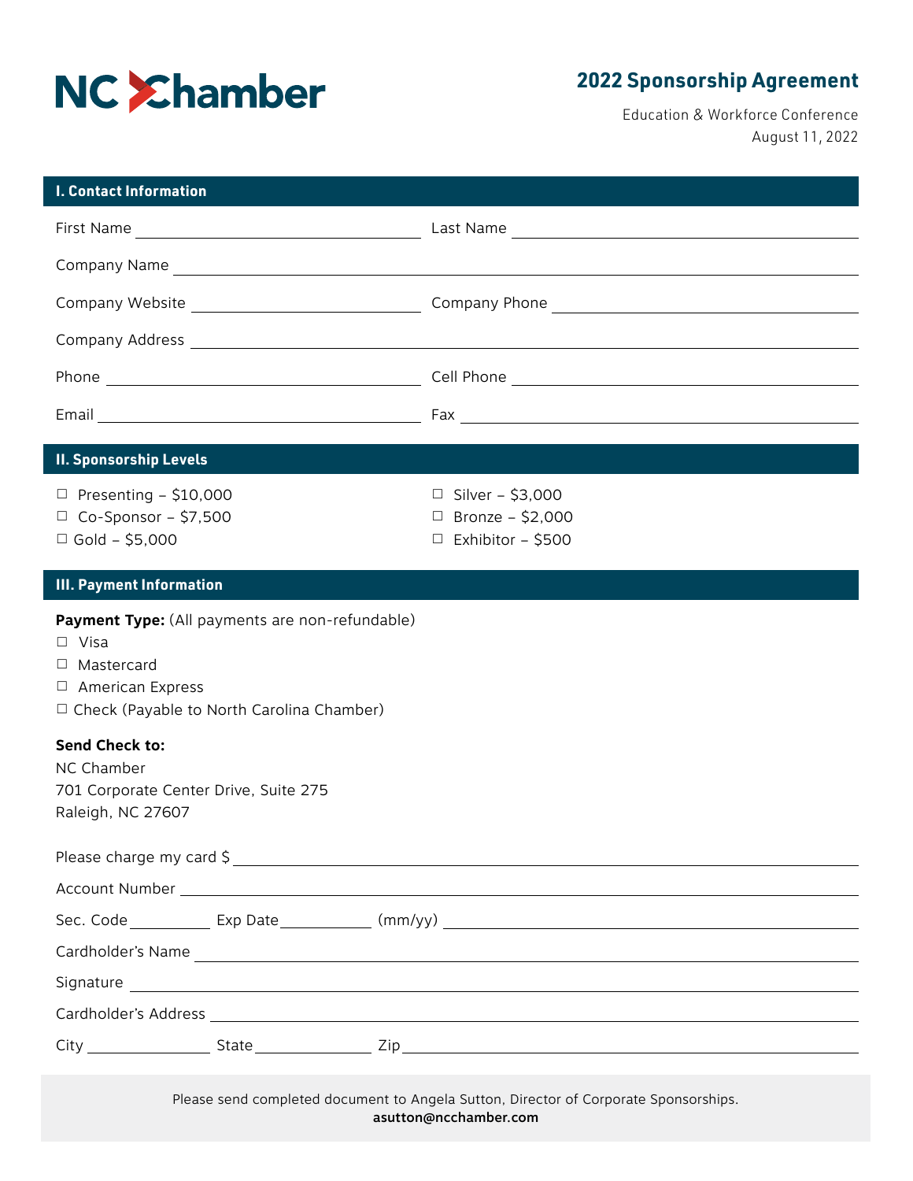NC Chamber

## 2022 Sponsorship Agreement

Education & Workforce Conference
August 11, 2022

### I. Contact Information

First Name ______________________ Last Name ______________________

Company Name ______________________

Company Website ______________________ Company Phone ______________________

Company Address ______________________

Phone ______________________ Cell Phone ______________________

Email ______________________ Fax ______________________

### II. Sponsorship Levels

☐ Presenting – $10,000
☐ Co-Sponsor – $7,500
☐ Gold – $5,000
☐ Silver – $3,000
☐ Bronze – $2,000
☐ Exhibitor – $500

### III. Payment Information

**Payment Type:** (All payments are non-refundable)
☐ Visa
☐ Mastercard
☐ American Express
☐ Check (Payable to North Carolina Chamber)

**Send Check to:**
NC Chamber
701 Corporate Center Drive, Suite 275
Raleigh, NC 27607

Please charge my card $ ______________________

Account Number ______________________

Sec. Code __________ Exp Date __________ (mm/yy) ______________________

Cardholder's Name ______________________

Signature ______________________

Cardholder's Address ______________________

City ______________ State ______________ Zip ______________________

Please send completed document to Angela Sutton, Director of Corporate Sponsorships.
**asutton@ncchamber.com**